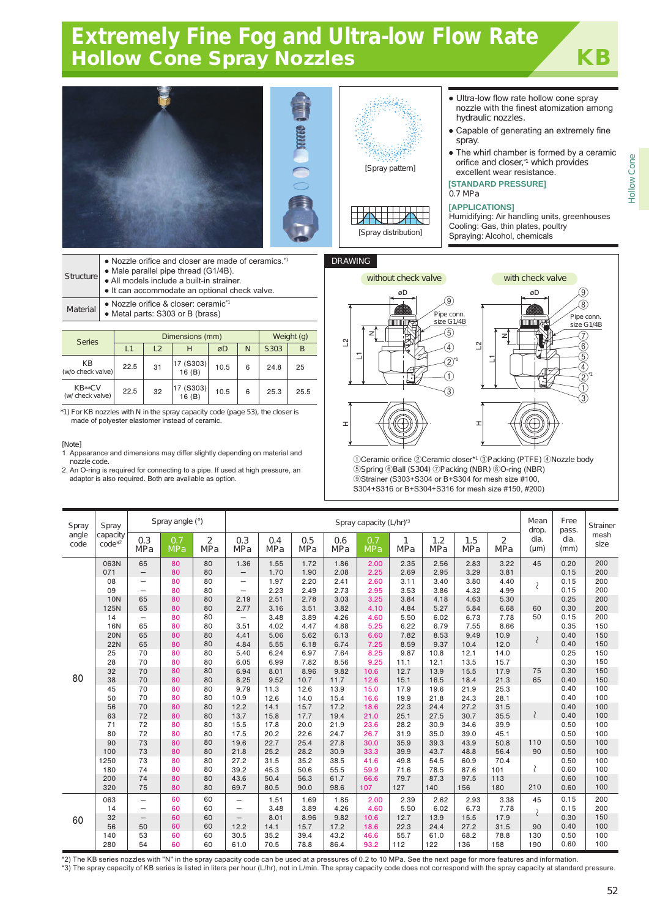# Extremely Fine Fog and Ultra-low Flow Rate Hollow Cone Spray Nozzles

## KB

[Spray pattern]

[Spray distribution]

- Ultra-low flow rate hollow cone spray nozzle with the finest atomization among hydraulic nozzles.
- Capable of generating an extremely fine spray.
- The whirl chamber is formed by a ceramic orifice and closer,[*1] which provides excellent wear resistance.

**[STANDARD PRESSURE]**
0.7 MPa

**[APPLICATIONS]**
Humidifying: Air handling units, greenhouses
Cooling: Gas, thin plates, poultry
Spraying: Alcohol, chemicals

| | |
|---|---|
| Structure | • Nozzle orifice and closer are made of ceramics.[*1] • Male parallel pipe thread (G1/4B). • All models include a built-in strainer. • It can accommodate an optional check valve. |
| Material | • Nozzle orifice & closer: ceramic[*1] • Metal parts: S303 or B (brass) |

| Series | Dimensions (mm) | | | | | Weight (g) | |
|---|---|---|---|---|---|---|---|
| | L1 | L2 | H | øD | N | S303 | B |
| KB (w/o check valve) | 22.5 | 31 | 17 (S303) 16 (B) | 10.5 | 6 | 24.8 | 25 |
| KB**CV (w/ check valve) | 22.5 | 32 | 17 (S303) 16 (B) | 10.5 | 6 | 25.3 | 25.5 |

*1) For KB nozzles with N in the spray capacity code (page 53), the closer is made of polyester elastomer instead of ceramic.

[Note]
1. Appearance and dimensions may differ slightly depending on material and nozzle code.
2. An O-ring is required for connecting to a pipe. If used at high pressure, an adaptor is also required. Both are available as option.

**DRAWING**

without check valve / with check valve

Pipe conn. size G1/4B

①Ceramic orifice ②Ceramic closer[*1] ③Packing (PTFE) ④Nozzle body ⑤Spring ⑥Ball (S304) ⑦Packing (NBR) ⑧O-ring (NBR) ⑨Strainer (S303+S304 or B+S304 for mesh size #100, S304+S316 or B+S304+S316 for mesh size #150, #200)

| Spray angle code | Spray capacity code[*2] | Spray angle (°) 0.3 MPa | 0.7 MPa | 2 MPa | Spray capacity (L/hr)[*3] 0.3 MPa | 0.4 MPa | 0.5 MPa | 0.6 MPa | 0.7 MPa | 1 MPa | 1.2 MPa | 1.5 MPa | 2 MPa | Mean drop. dia. (μm) | Free pass. dia. (mm) | Strainer mesh size |
|---|---|---|---|---|---|---|---|---|---|---|---|---|---|---|---|---|
| 80 | 063N | 65 | 80 | 80 | 1.36 | 1.55 | 1.72 | 1.86 | 2.00 | 2.35 | 2.56 | 2.83 | 3.22 | 45 | 0.20 | 200 |
| | 071 | – | 80 | 80 | – | 1.70 | 1.90 | 2.08 | 2.25 | 2.69 | 2.95 | 3.29 | 3.81 | | 0.15 | 200 |
| | 08 | – | 80 | 80 | – | 1.97 | 2.20 | 2.41 | 2.60 | 3.11 | 3.40 | 3.80 | 4.40 | ≀ | 0.15 | 200 |
| | 09 | – | 80 | 80 | – | 2.23 | 2.49 | 2.73 | 2.95 | 3.53 | 3.86 | 4.32 | 4.99 | | 0.15 | 200 |
| | 10N | 65 | 80 | 80 | 2.19 | 2.51 | 2.78 | 3.03 | 3.25 | 3.84 | 4.18 | 4.63 | 5.30 | | 0.25 | 200 |
| | 125N | 65 | 80 | 80 | 2.77 | 3.16 | 3.51 | 3.82 | 4.10 | 4.84 | 5.27 | 5.84 | 6.68 | 60 | 0.30 | 200 |
| | 14 | – | 80 | 80 | – | 3.48 | 3.89 | 4.26 | 4.60 | 5.50 | 6.02 | 6.73 | 7.78 | 50 | 0.15 | 200 |
| | 16N | 65 | 80 | 80 | 3.51 | 4.02 | 4.47 | 4.88 | 5.25 | 6.22 | 6.79 | 7.55 | 8.66 | | 0.35 | 150 |
| | 20N | 65 | 80 | 80 | 4.41 | 5.06 | 5.62 | 6.13 | 6.60 | 7.82 | 8.53 | 9.49 | 10.9 | ≀ | 0.40 | 150 |
| | 22N | 65 | 80 | 80 | 4.84 | 5.55 | 6.18 | 6.74 | 7.25 | 8.59 | 9.37 | 10.4 | 12.0 | | 0.40 | 150 |
| | 25 | 70 | 80 | 80 | 5.40 | 6.24 | 6.97 | 7.64 | 8.25 | 9.87 | 10.8 | 12.1 | 14.0 | | 0.25 | 150 |
| | 28 | 70 | 80 | 80 | 6.05 | 6.99 | 7.82 | 8.56 | 9.25 | 11.1 | 12.1 | 13.5 | 15.7 | | 0.30 | 150 |
| | 32 | 70 | 80 | 80 | 6.94 | 8.01 | 8.96 | 9.82 | 10.6 | 12.7 | 13.9 | 15.5 | 17.9 | 75 | 0.30 | 150 |
| | 38 | 70 | 80 | 80 | 8.25 | 9.52 | 10.7 | 11.7 | 12.6 | 15.1 | 16.5 | 18.4 | 21.3 | 65 | 0.40 | 150 |
| | 45 | 70 | 80 | 80 | 9.79 | 11.3 | 12.6 | 13.9 | 15.0 | 17.9 | 19.6 | 21.9 | 25.3 | | 0.40 | 100 |
| | 50 | 70 | 80 | 80 | 10.9 | 12.6 | 14.0 | 15.4 | 16.6 | 19.9 | 21.8 | 24.3 | 28.1 | | 0.40 | 100 |
| | 56 | 70 | 80 | 80 | 12.2 | 14.1 | 15.7 | 17.2 | 18.6 | 22.3 | 24.4 | 27.2 | 31.5 | | 0.40 | 100 |
| | 63 | 72 | 80 | 80 | 13.7 | 15.8 | 17.7 | 19.4 | 21.0 | 25.1 | 27.5 | 30.7 | 35.5 | ≀ | 0.40 | 100 |
| | 71 | 72 | 80 | 80 | 15.5 | 17.8 | 20.0 | 21.9 | 23.6 | 28.2 | 30.9 | 34.6 | 39.9 | | 0.50 | 100 |
| | 80 | 72 | 80 | 80 | 17.5 | 20.2 | 22.6 | 24.7 | 26.7 | 31.9 | 35.0 | 39.0 | 45.1 | | 0.50 | 100 |
| | 90 | 73 | 80 | 80 | 19.6 | 22.7 | 25.4 | 27.8 | 30.0 | 35.9 | 39.3 | 43.9 | 50.8 | 110 | 0.50 | 100 |
| | 100 | 73 | 80 | 80 | 21.8 | 25.2 | 28.2 | 30.9 | 33.3 | 39.9 | 43.7 | 48.8 | 56.4 | 90 | 0.50 | 100 |
| | 1250 | 73 | 80 | 80 | 27.2 | 31.5 | 35.2 | 38.5 | 41.6 | 49.8 | 54.5 | 60.9 | 70.4 | | 0.50 | 100 |
| | 180 | 74 | 80 | 80 | 39.2 | 45.3 | 50.6 | 55.5 | 59.9 | 71.6 | 78.5 | 87.6 | 101 | ≀ | 0.60 | 100 |
| | 200 | 74 | 80 | 80 | 43.6 | 50.4 | 56.3 | 61.7 | 66.6 | 79.7 | 87.3 | 97.5 | 113 | | 0.60 | 100 |
| | 320 | 75 | 80 | 80 | 69.7 | 80.5 | 90.0 | 98.6 | 107 | 127 | 140 | 156 | 180 | 210 | 0.60 | 100 |
| 60 | 063 | – | 60 | 60 | – | 1.51 | 1.69 | 1.85 | 2.00 | 2.39 | 2.62 | 2.93 | 3.38 | 45 | 0.15 | 200 |
| | 14 | – | 60 | 60 | – | 3.48 | 3.89 | 4.26 | 4.60 | 5.50 | 6.02 | 6.73 | 7.78 | ≀ | 0.15 | 200 |
| | 32 | – | 60 | 60 | – | 8.01 | 8.96 | 9.82 | 10.6 | 12.7 | 13.9 | 15.5 | 17.9 | | 0.30 | 150 |
| | 56 | 50 | 60 | 60 | 12.2 | 14.1 | 15.7 | 17.2 | 18.6 | 22.3 | 24.4 | 27.2 | 31.5 | 90 | 0.40 | 100 |
| | 140 | 53 | 60 | 60 | 30.5 | 35.2 | 39.4 | 43.2 | 46.6 | 55.7 | 61.0 | 68.2 | 78.8 | 130 | 0.50 | 100 |
| | 280 | 54 | 60 | 60 | 61.0 | 70.5 | 78.8 | 86.4 | 93.2 | 112 | 122 | 136 | 158 | 190 | 0.60 | 100 |

*2) The KB series nozzles with "N" in the spray capacity code can be used at a pressures of 0.2 to 10 MPa. See the next page for more features and information.
*3) The spray capacity of KB series is listed in liters per hour (L/hr), not in L/min. The spray capacity code does not correspond with the spray capacity at standard pressure.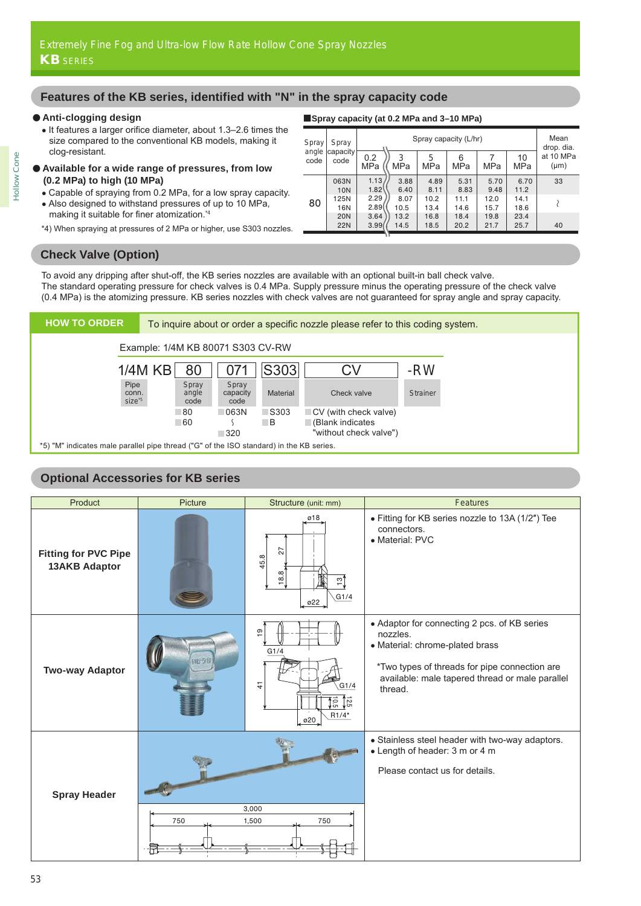Extremely Fine Fog and Ultra-low Flow Rate Hollow Cone Spray Nozzles
**KB** SERIES

## Features of the KB series, identified with "N" in the spray capacity code

● **Anti-clogging design**

- It features a larger orifice diameter, about 1.3–2.6 times the size compared to the conventional KB models, making it clog-resistant.

● **Available for a wide range of pressures, from low (0.2 MPa) to high (10 MPa)**

- Capable of spraying from 0.2 MPa, for a low spray capacity.
- Also designed to withstand pressures of up to 10 MPa, making it suitable for finer atomization.*4

*4) When spraying at pressures of 2 MPa or higher, use S303 nozzles.

■**Spray capacity (at 0.2 MPa and 3–10 MPa)**

| Spray angle code | Spray capacity code | Spray capacity (L/hr) | | | | | | Mean drop. dia. at 10 MPa (μm) |
|---|---|---|---|---|---|---|---|---|
| | | 0.2 MPa | 3 MPa | 5 MPa | 6 MPa | 7 MPa | 10 MPa | |
| 80 | 063N | 1.13 | 3.88 | 4.89 | 5.31 | 5.70 | 6.70 | 33 |
| | 10N | 1.82 | 6.40 | 8.11 | 8.83 | 9.48 | 11.2 | |
| | 125N | 2.29 | 8.07 | 10.2 | 11.1 | 12.0 | 14.1 | ≀ |
| | 16N | 2.89 | 10.5 | 13.4 | 14.6 | 15.7 | 18.6 | |
| | 20N | 3.64 | 13.2 | 16.8 | 18.4 | 19.8 | 23.4 | |
| | 22N | 3.99 | 14.5 | 18.5 | 20.2 | 21.7 | 25.7 | 40 |

## Check Valve (Option)

To avoid any dripping after shut-off, the KB series nozzles are available with an optional built-in ball check valve.
The standard operating pressure for check valves is 0.4 MPa. Supply pressure minus the operating pressure of the check valve (0.4 MPa) is the atomizing pressure. KB series nozzles with check valves are not guaranteed for spray angle and spray capacity.

## HOW TO ORDER

To inquire about or order a specific nozzle please refer to this coding system.

Example: 1/4M KB 80071 S303 CV-RW

| 1/4M KB | 80 | 071 | S303 | CV | -RW |
|---|---|---|---|---|---|
| Pipe conn. size*5 | Spray angle code | Spray capacity code | Material | Check valve | Strainer |
| | 80 / 60 | 063N ⟆ 320 | S303 / B | CV (with check valve) / (Blank indicates "without check valve") | |

*5) "M" indicates male parallel pipe thread ("G" of the ISO standard) in the KB series.

## Optional Accessories for KB series

| Product | Picture | Structure (unit: mm) | Features |
|---|---|---|---|
| **Fitting for PVC Pipe 13AKB Adaptor** | | ø18, 27, 45.8, 18.8, 13, G1/4, ø22 | • Fitting for KB series nozzle to 13A (1/2″) Tee connectors.<br>• Material: PVC |
| **Two-way Adaptor** | | 19, G1/4, G1/4, 41, 10.5, 12.5, R1/4*, ø20 | • Adaptor for connecting 2 pcs. of KB series nozzles.<br>• Material: chrome-plated brass<br><br>*Two types of threads for pipe connection are available: male tapered thread or male parallel thread. |
| **Spray Header** | | 3,000; 750, 1,500, 750 | • Stainless steel header with two-way adaptors.<br>• Length of header: 3 m or 4 m<br><br>Please contact us for details. |